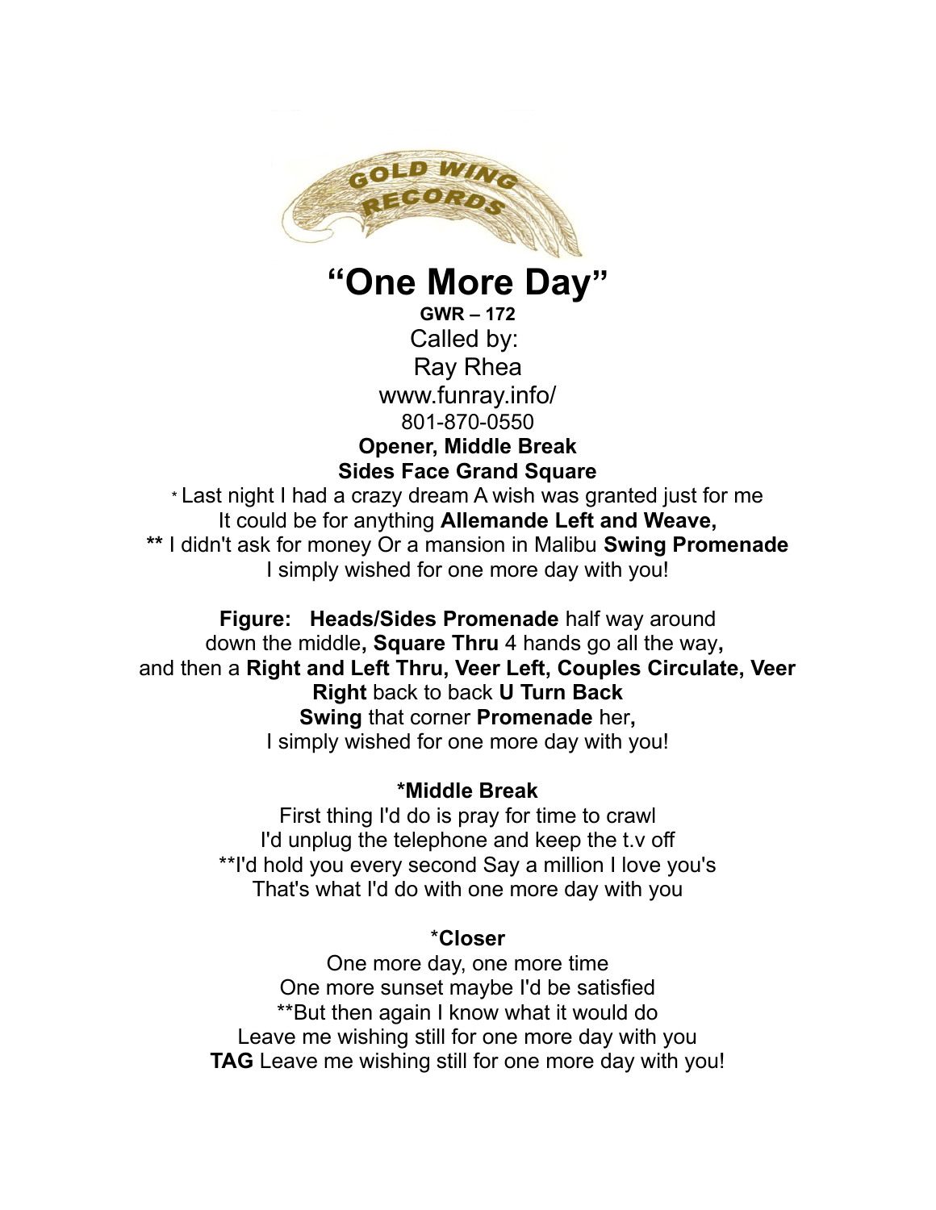GOLD WING RECORDS

# "One More Day"

**GWR – 172**

Called by:
Ray Rhea
www.funray.info/
801-870-0550

**Opener, Middle Break**
**Sides Face Grand Square**

* Last night I had a crazy dream A wish was granted just for me
It could be for anything **Allemande Left and Weave,**
**\*\*** I didn't ask for money Or a mansion in Malibu **Swing Promenade**
I simply wished for one more day with you!

**Figure: Heads/Sides Promenade** half way around
down the middle**, Square Thru** 4 hands go all the way**,**
and then a **Right and Left Thru, Veer Left, Couples Circulate, Veer Right** back to back **U Turn Back**
**Swing** that corner **Promenade** her**,**
I simply wished for one more day with you!

**\*Middle Break**

First thing I'd do is pray for time to crawl
I'd unplug the telephone and keep the t.v off
\*\*I'd hold you every second Say a million I love you's
That's what I'd do with one more day with you

\***Closer**

One more day, one more time
One more sunset maybe I'd be satisfied
\*\*But then again I know what it would do
Leave me wishing still for one more day with you
**TAG** Leave me wishing still for one more day with you!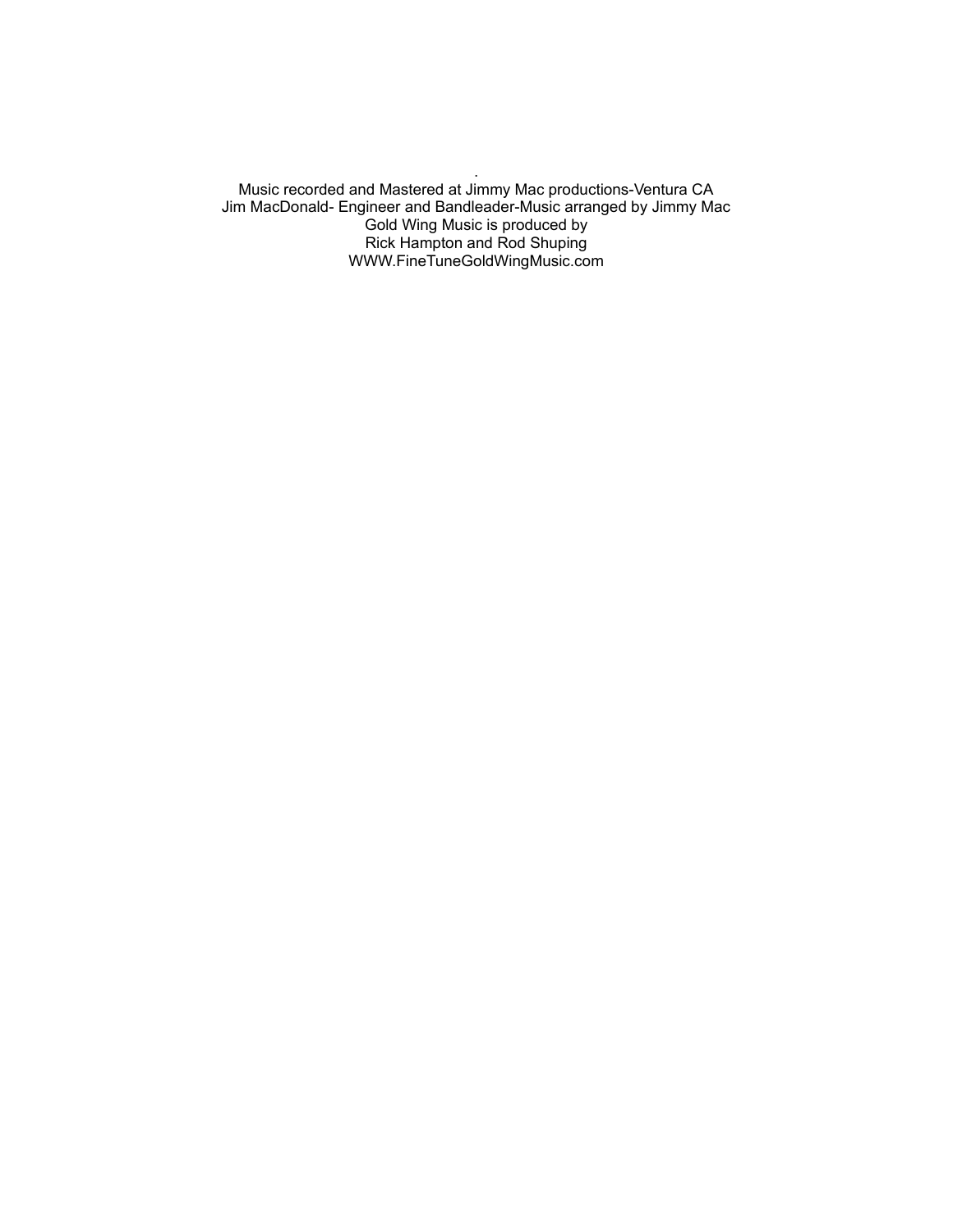.

Music recorded and Mastered at Jimmy Mac productions-Ventura CA
Jim MacDonald- Engineer and Bandleader-Music arranged by Jimmy Mac
Gold Wing Music is produced by
Rick Hampton and Rod Shuping
WWW.FineTuneGoldWingMusic.com